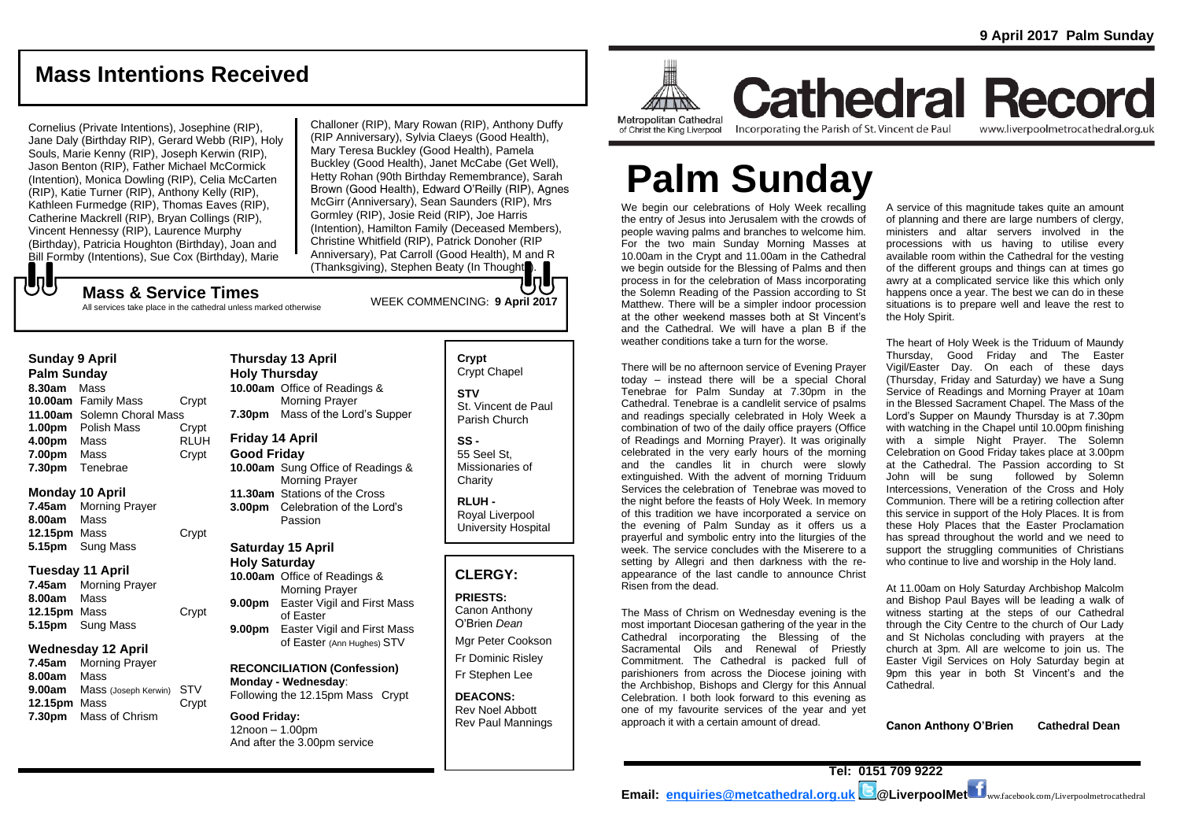# Mass Intentions Received

Cornelius (Private Intentions), Josephine (RIP), Jane Daly (Birthday RIP), Gerard Webb (RIP), Holy Souls, Marie Kenny (RIP), Joseph Kerwin (RIP), Jason Benton (RIP), Father Michael McCormick (Intention), Monica Dowling (RIP), Celia McCarten (RIP), Katie Turner (RIP), Anthony Kelly (RIP), Kathleen Furmedge (RIP), Thomas Eaves (RIP), Catherine Mackrell (RIP), Bryan Collings (RIP), Vincent Hennessy (RIP), Laurence Murphy (Birthday), Patricia Houghton (Birthday), Joan and Bill Formby (Intentions), Sue Cox (Birthday), Marie Challoner (RIP), Mary Rowan (RIP), Anthony Duffy (RIP Anniversary), Sylvia Claeys (Good Health), Mary Teresa Buckley (Good Health), Pamela Buckley (Good Health), Janet McCabe (Get Well), Hetty Rohan (90th Birthday Remembrance), Sarah Brown (Good Health), Edward O'Reilly (RIP), Agnes McGirr (Anniversary), Sean Saunders (RIP), Mrs Gormley (RIP), Josie Reid (RIP), Joe Harris (Intention), Hamilton Family (Deceased Members), Christine Whitfield (RIP), Patrick Donoher (RIP Anniversary), Pat Carroll (Good Health), M and R (Thanksgiving), Stephen Beaty (In Thought).

## Mass & Service Times

All services take place in the cathedral unless marked otherwise

WEEK COMMENCING: **9 April 2017**

### Sunday 9 April
**Palm Sunday**

**8.30am** Mass
**10.00am** Family Mass — Crypt
**11.00am** Solemn Choral Mass
**1.00pm** Polish Mass — Crypt
**4.00pm** Mass — RLUH
**7.00pm** Mass — Crypt
**7.30pm** Tenebrae

### Monday 10 April

**7.45am** Morning Prayer
**8.00am** Mass
**12.15pm** Mass — Crypt
**5.15pm** Sung Mass

### Tuesday 11 April

**7.45am** Morning Prayer
**8.00am** Mass
**12.15pm** Mass — Crypt
**5.15pm** Sung Mass

### Wednesday 12 April

**7.45am** Morning Prayer
**8.00am** Mass
**9.00am** Mass (Joseph Kerwin) — STV
**12.15pm** Mass — Crypt
**7.30pm** Mass of Chrism

### Thursday 13 April
**Holy Thursday**

**10.00am** Office of Readings & Morning Prayer
**7.30pm** Mass of the Lord's Supper

### Friday 14 April
**Good Friday**

**10.00am** Sung Office of Readings & Morning Prayer
**11.30am** Stations of the Cross
**3.00pm** Celebration of the Lord's Passion

### Saturday 15 April
**Holy Saturday**

**10.00am** Office of Readings & Morning Prayer
**9.00pm** Easter Vigil and First Mass of Easter
**9.00pm** Easter Vigil and First Mass of Easter (Ann Hughes) STV

**RECONCILIATION (Confession)**
**Monday - Wednesday**:
Following the 12.15pm Mass Crypt

**Good Friday:**
12noon – 1.00pm
And after the 3.00pm service

**Crypt**
Crypt Chapel

**STV**
St. Vincent de Paul Parish Church

**SS -**
55 Seel St, Missionaries of Charity

**RLUH -**
Royal Liverpool University Hospital

## CLERGY:

**PRIESTS:**
Canon Anthony O'Brien *Dean*
Mgr Peter Cookson
Fr Dominic Risley
Fr Stephen Lee

**DEACONS:**
Rev Noel Abbott
Rev Paul Mannings

**9 April 2017 Palm Sunday**

Metropolitan Cathedral of Christ the King Liverpool

# Cathedral Record

Incorporating the Parish of St. Vincent de Paul

www.liverpoolmetrocathedral.org.uk

# Palm Sunday

We begin our celebrations of Holy Week recalling the entry of Jesus into Jerusalem with the crowds of people waving palms and branches to welcome him. For the two main Sunday Morning Masses at 10.00am in the Crypt and 11.00am in the Cathedral we begin outside for the Blessing of Palms and then process in for the celebration of Mass incorporating the Solemn Reading of the Passion according to St Matthew. There will be a simpler indoor procession at the other weekend masses both at St Vincent's and the Cathedral. We will have a plan B if the weather conditions take a turn for the worse.

There will be no afternoon service of Evening Prayer today – instead there will be a special Choral Tenebrae for Palm Sunday at 7.30pm in the Cathedral. Tenebrae is a candlelit service of psalms and readings specially celebrated in Holy Week a combination of two of the daily office prayers (Office of Readings and Morning Prayer). It was originally celebrated in the very early hours of the morning and the candles lit in church were slowly extinguished. With the advent of morning Triduum Services the celebration of Tenebrae was moved to the night before the feasts of Holy Week. In memory of this tradition we have incorporated a service on the evening of Palm Sunday as it offers us a prayerful and symbolic entry into the liturgies of the week. The service concludes with the Miserere to a setting by Allegri and then darkness with the re-appearance of the last candle to announce Christ Risen from the dead.

The Mass of Chrism on Wednesday evening is the most important Diocesan gathering of the year in the Cathedral incorporating the Blessing of the Sacramental Oils and Renewal of Priestly Commitment. The Cathedral is packed full of parishioners from across the Diocese joining with the Archbishop, Bishops and Clergy for this Annual Celebration. I both look forward to this evening as one of my favourite services of the year and yet approach it with a certain amount of dread.

A service of this magnitude takes quite an amount of planning and there are large numbers of clergy, ministers and altar servers involved in the processions with us having to utilise every available room within the Cathedral for the vesting of the different groups and things can at times go awry at a complicated service like this which only happens once a year. The best we can do in these situations is to prepare well and leave the rest to the Holy Spirit.

The heart of Holy Week is the Triduum of Maundy Thursday, Good Friday and The Easter Vigil/Easter Day. On each of these days (Thursday, Friday and Saturday) we have a Sung Service of Readings and Morning Prayer at 10am in the Blessed Sacrament Chapel. The Mass of the Lord's Supper on Maundy Thursday is at 7.30pm with watching in the Chapel until 10.00pm finishing with a simple Night Prayer. The Solemn Celebration on Good Friday takes place at 3.00pm at the Cathedral. The Passion according to St John will be sung followed by Solemn Intercessions, Veneration of the Cross and Holy Communion. There will be a retiring collection after this service in support of the Holy Places. It is from these Holy Places that the Easter Proclamation has spread throughout the world and we need to support the struggling communities of Christians who continue to live and worship in the Holy land.

At 11.00am on Holy Saturday Archbishop Malcolm and Bishop Paul Bayes will be leading a walk of witness starting at the steps of our Cathedral through the City Centre to the church of Our Lady and St Nicholas concluding with prayers at the church at 3pm. All are welcome to join us. The Easter Vigil Services on Holy Saturday begin at 9pm this year in both St Vincent's and the Cathedral.

**Canon Anthony O'Brien Cathedral Dean**

**Tel: 0151 709 9222**

**Email: enquiries@metcathedral.org.uk @LiverpoolMet** www.facebook.com/Liverpoolmetrocathedral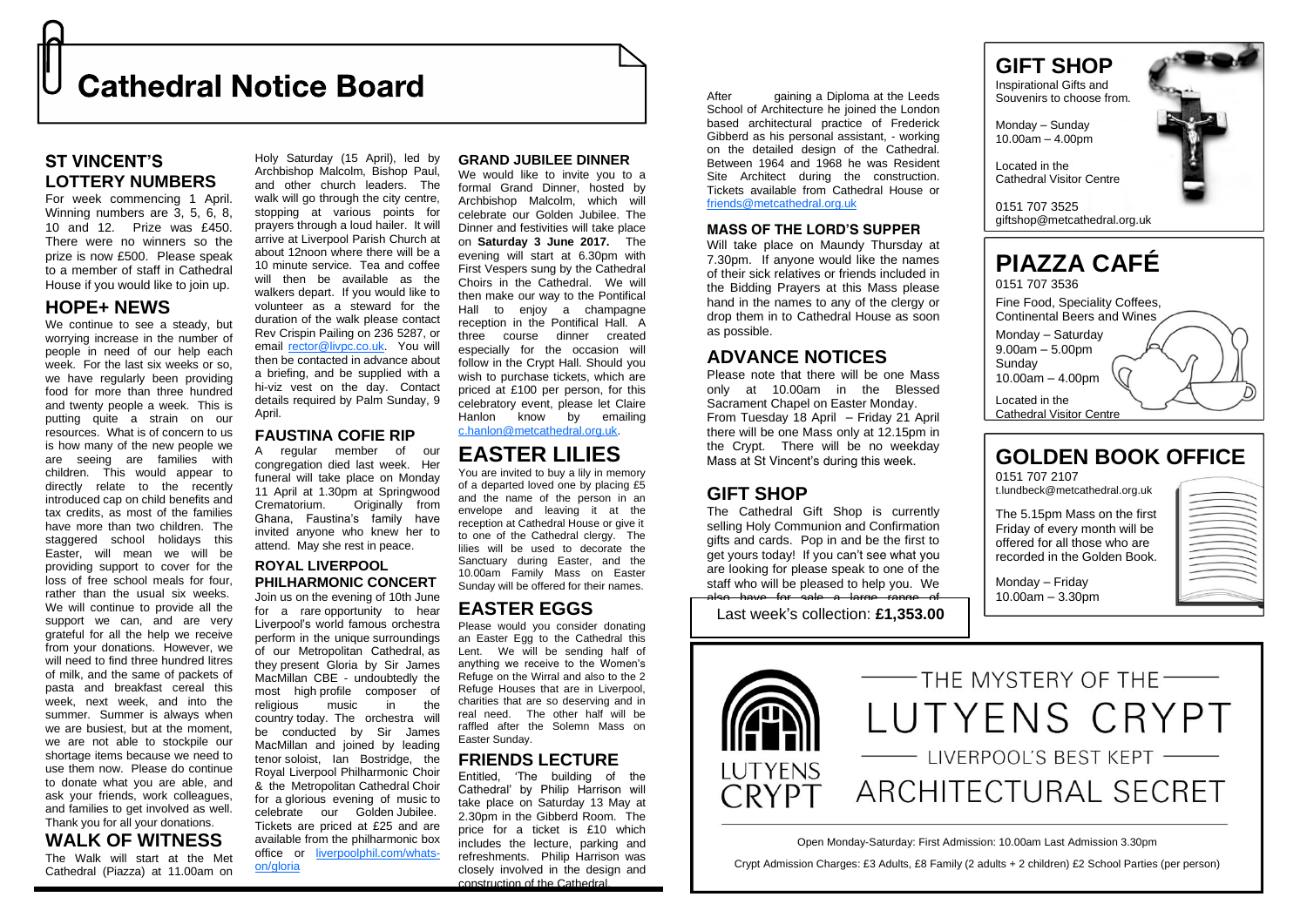# Cathedral Notice Board

## ST VINCENT'S LOTTERY NUMBERS

For week commencing 1 April. Winning numbers are 3, 5, 6, 8, 10 and 12. Prize was £450. There were no winners so the prize is now £500. Please speak to a member of staff in Cathedral House if you would like to join up.

## HOPE+ NEWS

We continue to see a steady, but worrying increase in the number of people in need of our help each week. For the last six weeks or so, we have regularly been providing food for more than three hundred and twenty people a week. This is putting quite a strain on our resources. What is of concern to us is how many of the new people we are seeing are families with children. This would appear to directly relate to the recently introduced cap on child benefits and tax credits, as most of the families have more than two children. The staggered school holidays this Easter, will mean we will be providing support to cover for the loss of free school meals for four, rather than the usual six weeks. We will continue to provide all the support we can, and are very grateful for all the help we receive from your donations. However, we will need to find three hundred litres of milk, and the same of packets of pasta and breakfast cereal this week, next week, and into the summer. Summer is always when we are busiest, but at the moment, we are not able to stockpile our shortage items because we need to use them now. Please do continue to donate what you are able, and ask your friends, work colleagues, and families to get involved as well. Thank you for all your donations.

## WALK OF WITNESS

The Walk will start at the Met Cathedral (Piazza) at 11.00am on Holy Saturday (15 April), led by Archbishop Malcolm, Bishop Paul, and other church leaders. The walk will go through the city centre, stopping at various points for prayers through a loud hailer. It will arrive at Liverpool Parish Church at about 12noon where there will be a 10 minute service. Tea and coffee will then be available as the walkers depart. If you would like to volunteer as a steward for the duration of the walk please contact Rev Crispin Pailing on 236 5287, or email rector@livpc.co.uk. You will then be contacted in advance about a briefing, and be supplied with a hi-viz vest on the day. Contact details required by Palm Sunday, 9 April.

### FAUSTINA COFIE RIP

A regular member of our congregation died last week. Her funeral will take place on Monday 11 April at 1.30pm at Springwood Crematorium. Originally from Ghana, Faustina's family have invited anyone who knew her to attend. May she rest in peace.

### ROYAL LIVERPOOL PHILHARMONIC CONCERT

Join us on the evening of 10th June for a rare opportunity to hear Liverpool's world famous orchestra perform in the unique surroundings of our Metropolitan Cathedral, as they present Gloria by Sir James MacMillan CBE - undoubtedly the most high profile composer of religious music in the country today. The orchestra will be conducted by Sir James MacMillan and joined by leading tenor soloist, Ian Bostridge, the Royal Liverpool Philharmonic Choir & the Metropolitan Cathedral Choir for a glorious evening of music to celebrate our Golden Jubilee. Tickets are priced at £25 and are available from the philharmonic box office or liverpoolphil.com/whats-on/gloria

### GRAND JUBILEE DINNER

We would like to invite you to a formal Grand Dinner, hosted by Archbishop Malcolm, which will celebrate our Golden Jubilee. The Dinner and festivities will take place on **Saturday 3 June 2017.** The evening will start at 6.30pm with First Vespers sung by the Cathedral Choirs in the Cathedral. We will then make our way to the Pontifical Hall to enjoy a champagne reception in the Pontifical Hall. A three course dinner created especially for the occasion will follow in the Crypt Hall. Should you wish to purchase tickets, which are priced at £100 per person, for this celebratory event, please let Claire Hanlon know by emailing c.hanlon@metcathedral.org.uk.

## EASTER LILIES

You are invited to buy a lily in memory of a departed loved one by placing £5 and the name of the person in an envelope and leaving it at the reception at Cathedral House or give it to one of the Cathedral clergy. The lilies will be used to decorate the Sanctuary during Easter, and the 10.00am Family Mass on Easter Sunday will be offered for their names.

## EASTER EGGS

Please would you consider donating an Easter Egg to the Cathedral this Lent. We will be sending half of anything we receive to the Women's Refuge on the Wirral and also to the 2 Refuge Houses that are in Liverpool, charities that are so deserving and in real need. The other half will be raffled after the Solemn Mass on Easter Sunday.

## FRIENDS LECTURE

Entitled, 'The building of the Cathedral' by Philip Harrison will take place on Saturday 13 May at 2.30pm in the Gibberd Room. The price for a ticket is £10 which includes the lecture, parking and refreshments. Philip Harrison was closely involved in the design and construction of the Cathedral.

After gaining a Diploma at the Leeds School of Architecture he joined the London based architectural practice of Frederick Gibberd as his personal assistant, - working on the detailed design of the Cathedral. Between 1964 and 1968 he was Resident Site Architect during the construction. Tickets available from Cathedral House or friends@metcathedral.org.uk

### MASS OF THE LORD'S SUPPER

Will take place on Maundy Thursday at 7.30pm. If anyone would like the names of their sick relatives or friends included in the Bidding Prayers at this Mass please hand in the names to any of the clergy or drop them in to Cathedral House as soon as possible.

## ADVANCE NOTICES

Please note that there will be one Mass only at 10.00am in the Blessed Sacrament Chapel on Easter Monday. From Tuesday 18 April – Friday 21 April there will be one Mass only at 12.15pm in the Crypt. There will be no weekday Mass at St Vincent's during this week.

## GIFT SHOP

The Cathedral Gift Shop is currently selling Holy Communion and Confirmation gifts and cards. Pop in and be the first to get yours today! If you can't see what you are looking for please speak to one of the staff who will be pleased to help you. We also have for sale a large range of

Last week's collection: **£1,353.00**

## GIFT SHOP

Inspirational Gifts and Souvenirs to choose from.

Monday – Sunday
10.00am – 4.00pm

Located in the Cathedral Visitor Centre

0151 707 3525
giftshop@metcathedral.org.uk

## PIAZZA CAFÉ

0151 707 3536

Fine Food, Speciality Coffees, Continental Beers and Wines

Monday – Saturday
9.00am – 5.00pm
Sunday
10.00am – 4.00pm

Located in the Cathedral Visitor Centre

## GOLDEN BOOK OFFICE

0151 707 2107
t.lundbeck@metcathedral.org.uk

The 5.15pm Mass on the first Friday of every month will be offered for all those who are recorded in the Golden Book.

Monday – Friday
10.00am – 3.30pm

LUTYENS CRYPT

THE MYSTERY OF THE LUTYENS CRYPT — LIVERPOOL'S BEST KEPT ARCHITECTURAL SECRET

Open Monday-Saturday: First Admission: 10.00am Last Admission 3.30pm

Crypt Admission Charges: £3 Adults, £8 Family (2 adults + 2 children) £2 School Parties (per person)